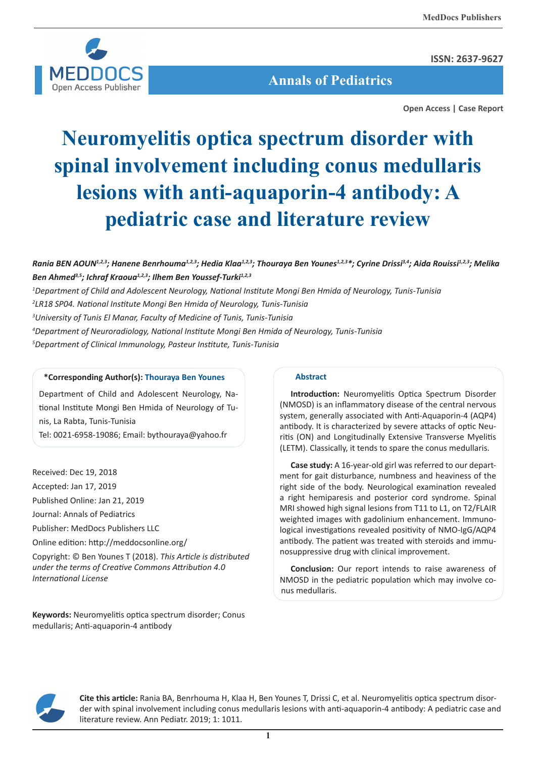Open Access | Case Report

# Neuromyelitis optica spectrum disorder with spinal involvement including conus medullaris lesions with anti-aquaporin-4 antibody: A pediatric case and literature review

***Rania BEN AOUN[1,2,3]; Hanene Benrhouma[1,2,3]; Hedia Klaa[1,2,3]; Thouraya Ben Younes[1,2,3]\*; Cyrine Drissi[3,4]; Aida Rouissi[1,2,3]; Melika Ben Ahmed[3,5]; Ichraf Kraoua[1,2,3]; Ilhem Ben Youssef-Turki[1,2,3]***

*[1]Department of Child and Adolescent Neurology, National Institute Mongi Ben Hmida of Neurology, Tunis-Tunisia*

*[2]LR18 SP04. National Institute Mongi Ben Hmida of Neurology, Tunis-Tunisia*

*[3]University of Tunis El Manar, Faculty of Medicine of Tunis, Tunis-Tunisia*

*[4]Department of Neuroradiology, National Institute Mongi Ben Hmida of Neurology, Tunis-Tunisia*

*[5]Department of Clinical Immunology, Pasteur Institute, Tunis-Tunisia*

**\*Corresponding Author(s): Thouraya Ben Younes**

Department of Child and Adolescent Neurology, National Institute Mongi Ben Hmida of Neurology of Tunis, La Rabta, Tunis-Tunisia

Tel: 0021-6958-19086; Email: bythouraya@yahoo.fr

Received: Dec 19, 2018

Accepted: Jan 17, 2019

Published Online: Jan 21, 2019

Journal: Annals of Pediatrics

Publisher: MedDocs Publishers LLC

Online edition: http://meddocsonline.org/

Copyright: © Ben Younes T (2018). *This Article is distributed under the terms of Creative Commons Attribution 4.0 International License*

**Keywords:** Neuromyelitis optica spectrum disorder; Conus medullaris; Anti-aquaporin-4 antibody

## Abstract

**Introduction:** Neuromyelitis Optica Spectrum Disorder (NMOSD) is an inflammatory disease of the central nervous system, generally associated with Anti-Aquaporin-4 (AQP4) antibody. It is characterized by severe attacks of optic Neuritis (ON) and Longitudinally Extensive Transverse Myelitis (LETM). Classically, it tends to spare the conus medullaris.

**Case study:** A 16-year-old girl was referred to our department for gait disturbance, numbness and heaviness of the right side of the body. Neurological examination revealed a right hemiparesis and posterior cord syndrome. Spinal MRI showed high signal lesions from T11 to L1, on T2/FLAIR weighted images with gadolinium enhancement. Immunological investigations revealed positivity of NMO-IgG/AQP4 antibody. The patient was treated with steroids and immunosuppressive drug with clinical improvement.

**Conclusion:** Our report intends to raise awareness of NMOSD in the pediatric population which may involve conus medullaris.

**Cite this article:** Rania BA, Benrhouma H, Klaa H, Ben Younes T, Drissi C, et al. Neuromyelitis optica spectrum disorder with spinal involvement including conus medullaris lesions with anti-aquaporin-4 antibody: A pediatric case and literature review. Ann Pediatr. 2019; 1: 1011.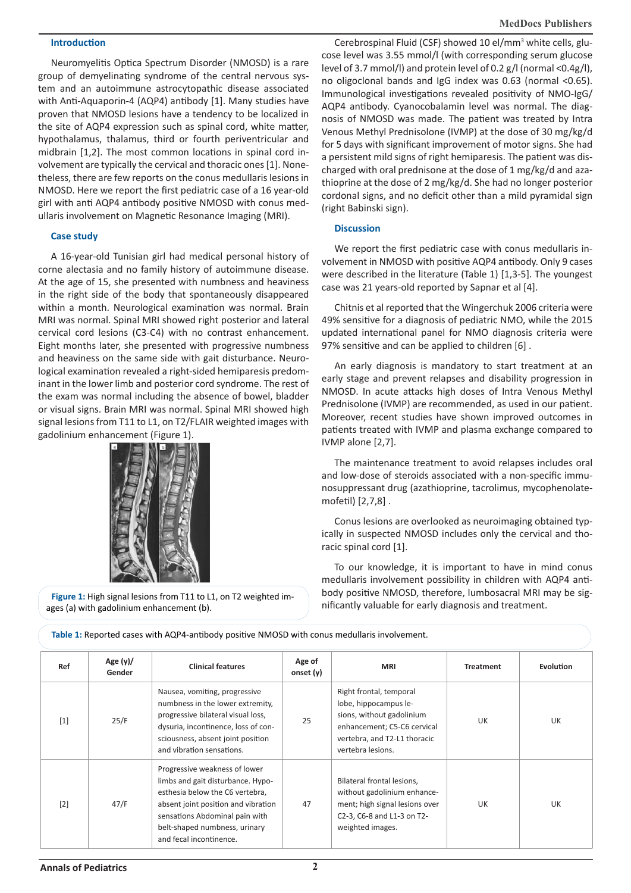## Introduction

Neuromyelitis Optica Spectrum Disorder (NMOSD) is a rare group of demyelinating syndrome of the central nervous system and an autoimmune astrocytopathic disease associated with Anti-Aquaporin-4 (AQP4) antibody [1]. Many studies have proven that NMOSD lesions have a tendency to be localized in the site of AQP4 expression such as spinal cord, white matter, hypothalamus, thalamus, third or fourth periventricular and midbrain [1,2]. The most common locations in spinal cord involvement are typically the cervical and thoracic ones [1]. Nonetheless, there are few reports on the conus medullaris lesions in NMOSD. Here we report the first pediatric case of a 16 year-old girl with anti AQP4 antibody positive NMOSD with conus medullaris involvement on Magnetic Resonance Imaging (MRI).

## Case study

A 16-year-old Tunisian girl had medical personal history of corne alectasia and no family history of autoimmune disease. At the age of 15, she presented with numbness and heaviness in the right side of the body that spontaneously disappeared within a month. Neurological examination was normal. Brain MRI was normal. Spinal MRI showed right posterior and lateral cervical cord lesions (C3-C4) with no contrast enhancement. Eight months later, she presented with progressive numbness and heaviness on the same side with gait disturbance. Neurological examination revealed a right-sided hemiparesis predominant in the lower limb and posterior cord syndrome. The rest of the exam was normal including the absence of bowel, bladder or visual signs. Brain MRI was normal. Spinal MRI showed high signal lesions from T11 to L1, on T2/FLAIR weighted images with gadolinium enhancement (Figure 1).

**Figure 1:** High signal lesions from T11 to L1, on T2 weighted images (a) with gadolinium enhancement (b).

Cerebrospinal Fluid (CSF) showed 10 el/mm$^3$ white cells, glucose level was 3.55 mmol/l (with corresponding serum glucose level of 3.7 mmol/l) and protein level of 0.2 g/l (normal <0.4g/l), no oligoclonal bands and IgG index was 0.63 (normal <0.65). Immunological investigations revealed positivity of NMO-IgG/AQP4 antibody. Cyanocobalamin level was normal. The diagnosis of NMOSD was made. The patient was treated by Intra Venous Methyl Prednisolone (IVMP) at the dose of 30 mg/kg/d for 5 days with significant improvement of motor signs. She had a persistent mild signs of right hemiparesis. The patient was discharged with oral prednisone at the dose of 1 mg/kg/d and azathioprine at the dose of 2 mg/kg/d. She had no longer posterior cordonal signs, and no deficit other than a mild pyramidal sign (right Babinski sign).

## Discussion

We report the first pediatric case with conus medullaris involvement in NMOSD with positive AQP4 antibody. Only 9 cases were described in the literature (Table 1) [1,3-5]. The youngest case was 21 years-old reported by Sapnar et al [4].

Chitnis et al reported that the Wingerchuk 2006 criteria were 49% sensitive for a diagnosis of pediatric NMO, while the 2015 updated international panel for NMO diagnosis criteria were 97% sensitive and can be applied to children [6] .

An early diagnosis is mandatory to start treatment at an early stage and prevent relapses and disability progression in NMOSD. In acute attacks high doses of Intra Venous Methyl Prednisolone (IVMP) are recommended, as used in our patient. Moreover, recent studies have shown improved outcomes in patients treated with IVMP and plasma exchange compared to IVMP alone [2,7].

The maintenance treatment to avoid relapses includes oral and low-dose of steroids associated with a non-specific immunosuppressant drug (azathioprine, tacrolimus, mycophenolate-mofetil) [2,7,8] .

Conus lesions are overlooked as neuroimaging obtained typically in suspected NMOSD includes only the cervical and thoracic spinal cord [1].

To our knowledge, it is important to have in mind conus medullaris involvement possibility in children with AQP4 antibody positive NMOSD, therefore, lumbosacral MRI may be significantly valuable for early diagnosis and treatment.

**Table 1:** Reported cases with AQP4-antibody positive NMOSD with conus medullaris involvement.

| Ref | Age (y)/ Gender | Clinical features | Age of onset (y) | MRI | Treatment | Evolution |
|---|---|---|---|---|---|---|
| [1] | 25/F | Nausea, vomiting, progressive numbness in the lower extremity, progressive bilateral visual loss, dysuria, incontinence, loss of consciousness, absent joint position and vibration sensations. | 25 | Right frontal, temporal lobe, hippocampus lesions, without gadolinium enhancement; C5-C6 cervical vertebra, and T2-L1 thoracic vertebra lesions. | UK | UK |
| [2] | 47/F | Progressive weakness of lower limbs and gait disturbance. Hypoesthesia below the C6 vertebra, absent joint position and vibration sensations Abdominal pain with belt-shaped numbness, urinary and fecal incontinence. | 47 | Bilateral frontal lesions, without gadolinium enhancement; high signal lesions over C2-3, C6-8 and L1-3 on T2-weighted images. | UK | UK |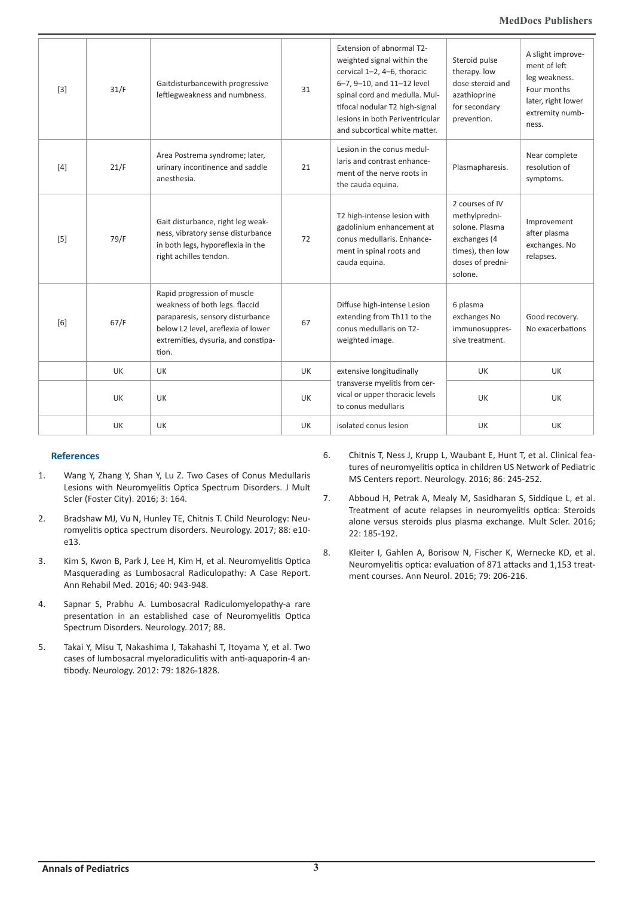| | | | | | | |
|---|---|---|---|---|---|---|
| [3] | 31/F | Gaitdisturbancewith progressive leftlegweakness and numbness. | 31 | Extension of abnormal T2-weighted signal within the cervical 1–2, 4–6, thoracic 6–7, 9–10, and 11–12 level spinal cord and medulla. Multifocal nodular T2 high-signal lesions in both Periventricular and subcortical white matter. | Steroid pulse therapy. low dose steroid and azathioprine for secondary prevention. | A slight improvement of left leg weakness. Four months later, right lower extremity numbness. |
| [4] | 21/F | Area Postrema syndrome; later, urinary incontinence and saddle anesthesia. | 21 | Lesion in the conus medullaris and contrast enhancement of the nerve roots in the cauda equina. | Plasmapharesis. | Near complete resolution of symptoms. |
| [5] | 79/F | Gait disturbance, right leg weakness, vibratory sense disturbance in both legs, hyporeflexia in the right achilles tendon. | 72 | T2 high-intense lesion with gadolinium enhancement at conus medullaris. Enhancement in spinal roots and cauda equina. | 2 courses of IV methylprednisolone. Plasma exchanges (4 times), then low doses of prednisolone. | Improvement after plasma exchanges. No relapses. |
| [6] | 67/F | Rapid progression of muscle weakness of both legs. flaccid paraparesis, sensory disturbance below L2 level, areflexia of lower extremities, dysuria, and constipation. | 67 | Diffuse high-intense Lesion extending from Th11 to the conus medullaris on T2-weighted image. | 6 plasma exchanges No immunosuppressive treatment. | Good recovery. No exacerbations |
| | UK | UK | UK | extensive longitudinally transverse myelitis from cervical or upper thoracic levels to conus medullaris | UK | UK |
| | UK | UK | UK | | UK | UK |
| | UK | UK | UK | isolated conus lesion | UK | UK |

## References

1. Wang Y, Zhang Y, Shan Y, Lu Z. Two Cases of Conus Medullaris Lesions with Neuromyelitis Optica Spectrum Disorders. J Mult Scler (Foster City). 2016; 3: 164.
2. Bradshaw MJ, Vu N, Hunley TE, Chitnis T. Child Neurology: Neuromyelitis optica spectrum disorders. Neurology. 2017; 88: e10-e13.
3. Kim S, Kwon B, Park J, Lee H, Kim H, et al. Neuromyelitis Optica Masquerading as Lumbosacral Radiculopathy: A Case Report. Ann Rehabil Med. 2016; 40: 943-948.
4. Sapnar S, Prabhu A. Lumbosacral Radiculomyelopathy-a rare presentation in an established case of Neuromyelitis Optica Spectrum Disorders. Neurology. 2017; 88.
5. Takai Y, Misu T, Nakashima I, Takahashi T, Itoyama Y, et al. Two cases of lumbosacral myeloradiculitis with anti-aquaporin-4 antibody. Neurology. 2012: 79: 1826-1828.
6. Chitnis T, Ness J, Krupp L, Waubant E, Hunt T, et al. Clinical features of neuromyelitis optica in children US Network of Pediatric MS Centers report. Neurology. 2016; 86: 245-252.
7. Abboud H, Petrak A, Mealy M, Sasidharan S, Siddique L, et al. Treatment of acute relapses in neuromyelitis optica: Steroids alone versus steroids plus plasma exchange. Mult Scler. 2016; 22: 185-192.
8. Kleiter I, Gahlen A, Borisow N, Fischer K, Wernecke KD, et al. Neuromyelitis optica: evaluation of 871 attacks and 1,153 treatment courses. Ann Neurol. 2016; 79: 206-216.